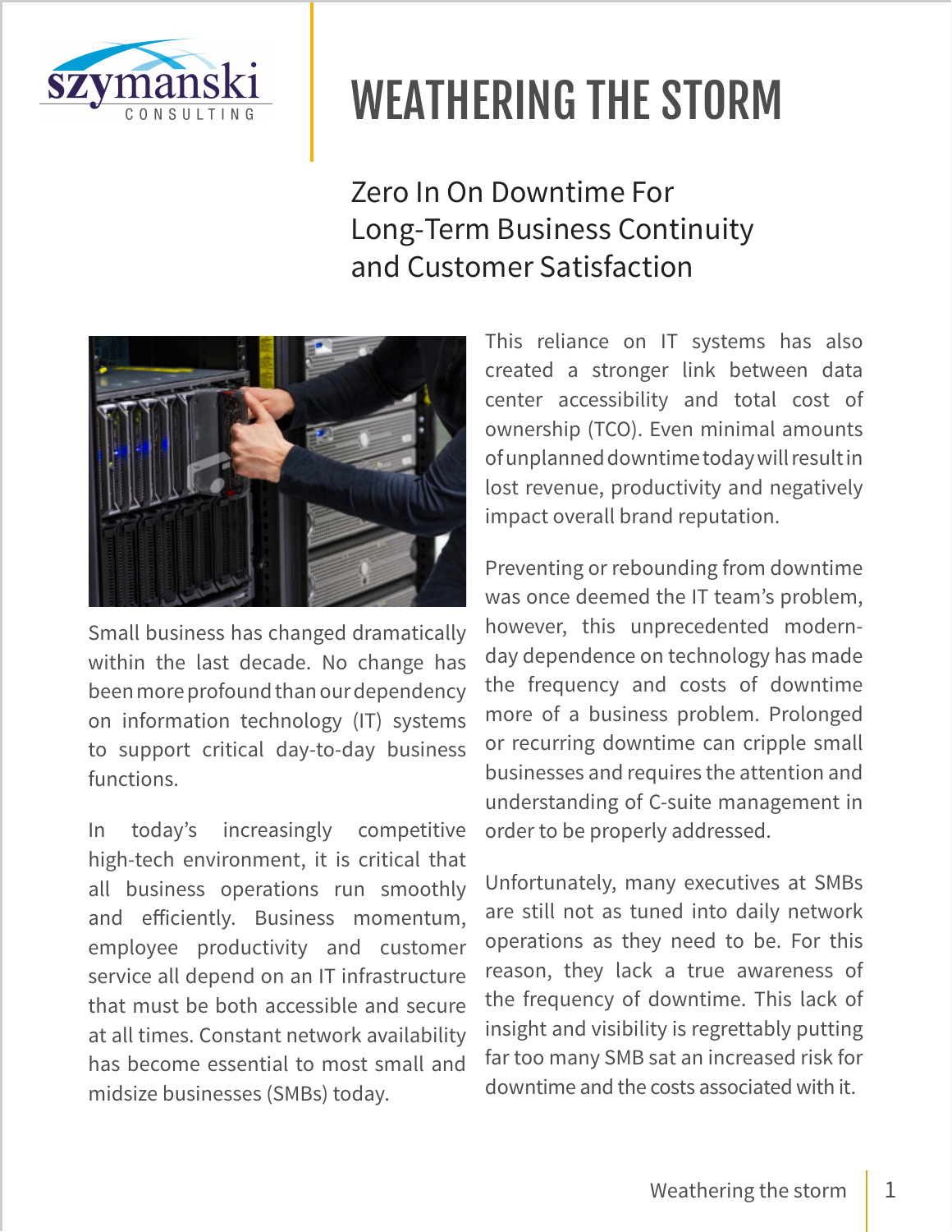# WEATHERING THE STORM

## Zero In On Downtime For Long-Term Business Continuity and Customer Satisfaction

Small business has changed dramatically within the last decade. No change has been more profound than our dependency on information technology (IT) systems to support critical day-to-day business functions.

In today's increasingly competitive high-tech environment, it is critical that all business operations run smoothly and efficiently. Business momentum, employee productivity and customer service all depend on an IT infrastructure that must be both accessible and secure at all times. Constant network availability has become essential to most small and midsize businesses (SMBs) today.

This reliance on IT systems has also created a stronger link between data center accessibility and total cost of ownership (TCO). Even minimal amounts of unplanned downtime today will result in lost revenue, productivity and negatively impact overall brand reputation.

Preventing or rebounding from downtime was once deemed the IT team's problem, however, this unprecedented modern-day dependence on technology has made the frequency and costs of downtime more of a business problem. Prolonged or recurring downtime can cripple small businesses and requires the attention and understanding of C-suite management in order to be properly addressed.

Unfortunately, many executives at SMBs are still not as tuned into daily network operations as they need to be. For this reason, they lack a true awareness of the frequency of downtime. This lack of insight and visibility is regrettably putting far too many SMB sat an increased risk for downtime and the costs associated with it.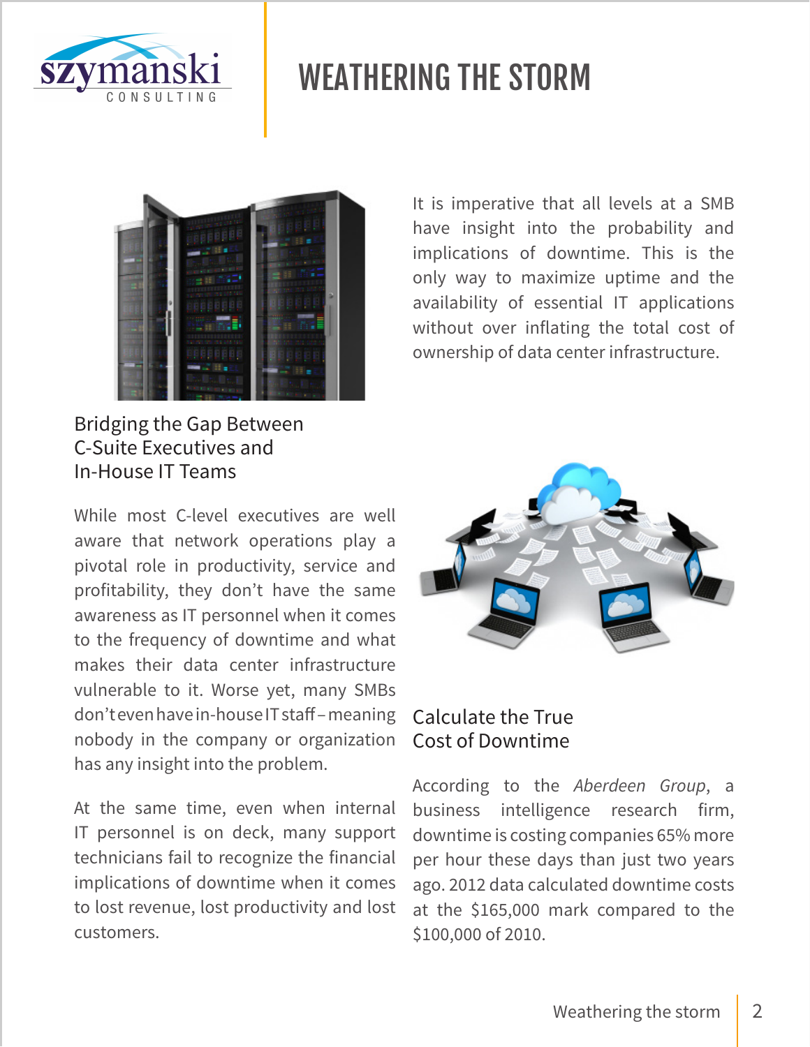# WEATHERING THE STORM

It is imperative that all levels at a SMB have insight into the probability and implications of downtime. This is the only way to maximize uptime and the availability of essential IT applications without over inflating the total cost of ownership of data center infrastructure.

## Bridging the Gap Between C-Suite Executives and In-House IT Teams

While most C-level executives are well aware that network operations play a pivotal role in productivity, service and profitability, they don't have the same awareness as IT personnel when it comes to the frequency of downtime and what makes their data center infrastructure vulnerable to it. Worse yet, many SMBs don't even have in-house IT staff – meaning nobody in the company or organization has any insight into the problem.

At the same time, even when internal IT personnel is on deck, many support technicians fail to recognize the financial implications of downtime when it comes to lost revenue, lost productivity and lost customers.

## Calculate the True Cost of Downtime

According to the *Aberdeen Group*, a business intelligence research firm, downtime is costing companies 65% more per hour these days than just two years ago. 2012 data calculated downtime costs at the $165,000 mark compared to the $100,000 of 2010.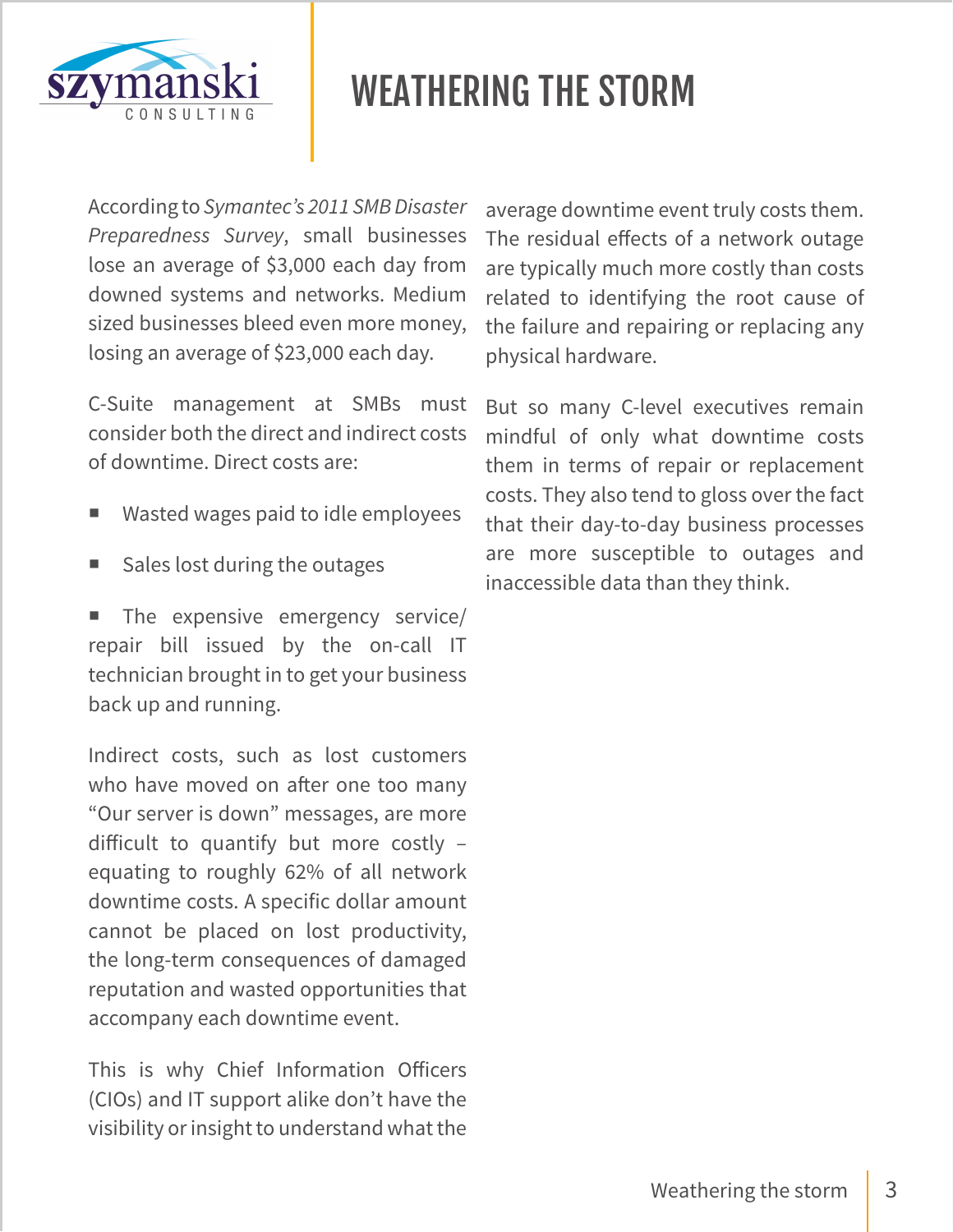# WEATHERING THE STORM

According to *Symantec's 2011 SMB Disaster Preparedness Survey*, small businesses lose an average of $3,000 each day from downed systems and networks. Medium sized businesses bleed even more money, losing an average of $23,000 each day.

C-Suite management at SMBs must consider both the direct and indirect costs of downtime. Direct costs are:

- Wasted wages paid to idle employees
- Sales lost during the outages
- The expensive emergency service/ repair bill issued by the on-call IT technician brought in to get your business back up and running.

Indirect costs, such as lost customers who have moved on after one too many "Our server is down" messages, are more difficult to quantify but more costly – equating to roughly 62% of all network downtime costs. A specific dollar amount cannot be placed on lost productivity, the long-term consequences of damaged reputation and wasted opportunities that accompany each downtime event.

This is why Chief Information Officers (CIOs) and IT support alike don't have the visibility or insight to understand what the average downtime event truly costs them. The residual effects of a network outage are typically much more costly than costs related to identifying the root cause of the failure and repairing or replacing any physical hardware.

But so many C-level executives remain mindful of only what downtime costs them in terms of repair or replacement costs. They also tend to gloss over the fact that their day-to-day business processes are more susceptible to outages and inaccessible data than they think.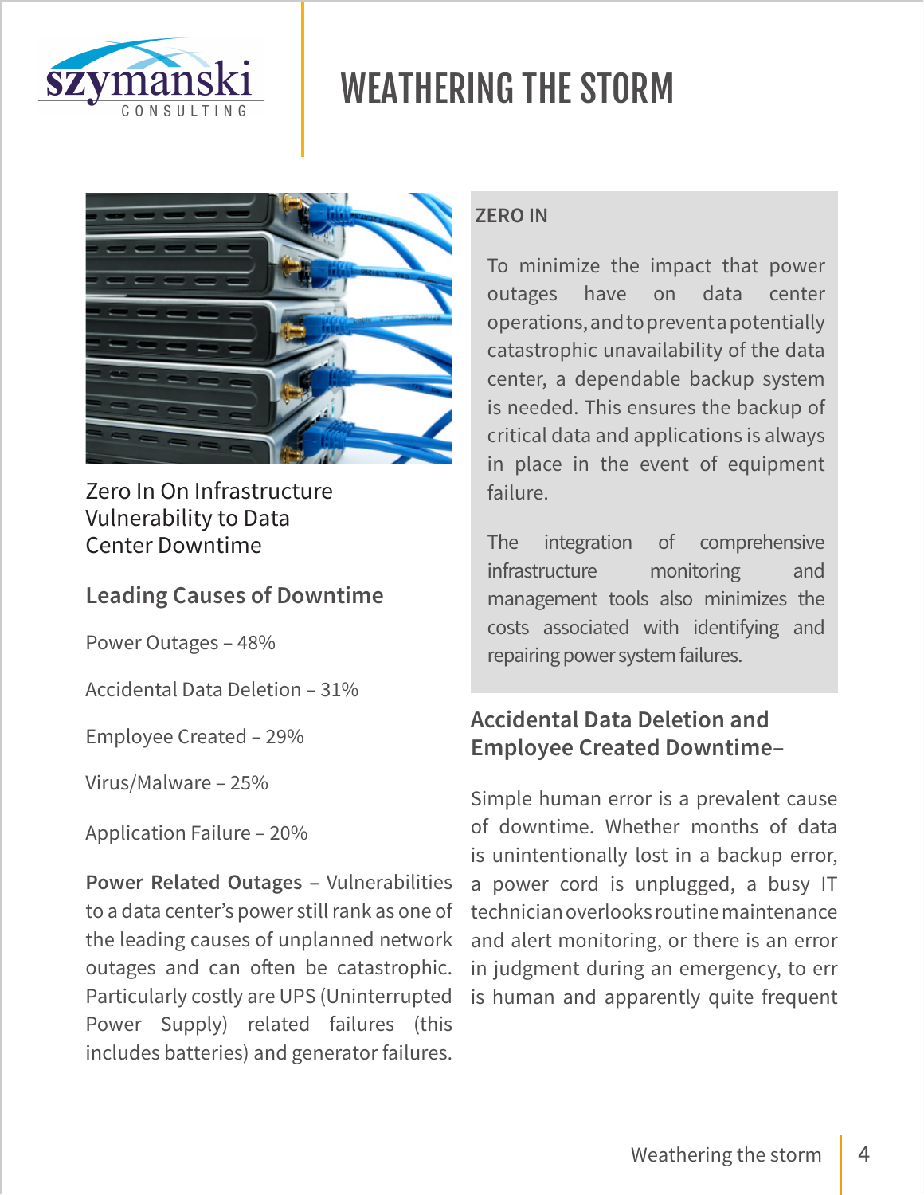# WEATHERING THE STORM

Zero In On Infrastructure Vulnerability to Data Center Downtime

## Leading Causes of Downtime

Power Outages – 48%

Accidental Data Deletion – 31%

Employee Created – 29%

Virus/Malware – 25%

Application Failure – 20%

**Power Related Outages** – Vulnerabilities to a data center's power still rank as one of the leading causes of unplanned network outages and can often be catastrophic. Particularly costly are UPS (Uninterrupted Power Supply) related failures (this includes batteries) and generator failures.

### ZERO IN

To minimize the impact that power outages have on data center operations, and to prevent a potentially catastrophic unavailability of the data center, a dependable backup system is needed. This ensures the backup of critical data and applications is always in place in the event of equipment failure.

The integration of comprehensive infrastructure monitoring and management tools also minimizes the costs associated with identifying and repairing power system failures.

## Accidental Data Deletion and Employee Created Downtime–

Simple human error is a prevalent cause of downtime. Whether months of data is unintentionally lost in a backup error, a power cord is unplugged, a busy IT technician overlooks routine maintenance and alert monitoring, or there is an error in judgment during an emergency, to err is human and apparently quite frequent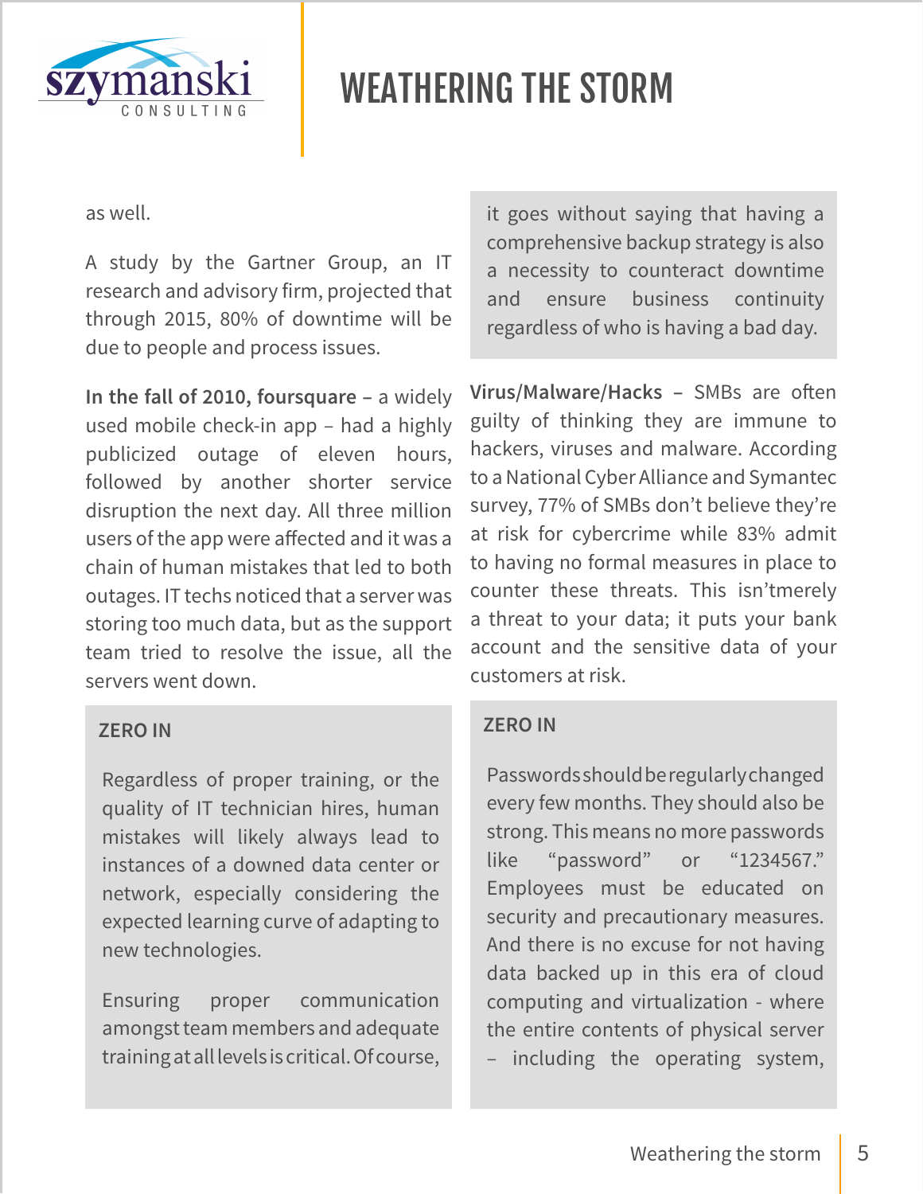as well.

A study by the Gartner Group, an IT research and advisory firm, projected that through 2015, 80% of downtime will be due to people and process issues.

**In the fall of 2010, foursquare** – a widely used mobile check-in app – had a highly publicized outage of eleven hours, followed by another shorter service disruption the next day. All three million users of the app were affected and it was a chain of human mistakes that led to both outages. IT techs noticed that a server was storing too much data, but as the support team tried to resolve the issue, all the servers went down.

**ZERO IN**

Regardless of proper training, or the quality of IT technician hires, human mistakes will likely always lead to instances of a downed data center or network, especially considering the expected learning curve of adapting to new technologies.

Ensuring proper communication amongst team members and adequate training at all levels is critical. Of course, it goes without saying that having a comprehensive backup strategy is also a necessity to counteract downtime and ensure business continuity regardless of who is having a bad day.

**Virus/Malware/Hacks** – SMBs are often guilty of thinking they are immune to hackers, viruses and malware. According to a National Cyber Alliance and Symantec survey, 77% of SMBs don't believe they're at risk for cybercrime while 83% admit to having no formal measures in place to counter these threats. This isn'tmerely a threat to your data; it puts your bank account and the sensitive data of your customers at risk.

**ZERO IN**

Passwords should be regularly changed every few months. They should also be strong. This means no more passwords like "password" or "1234567." Employees must be educated on security and precautionary measures. And there is no excuse for not having data backed up in this era of cloud computing and virtualization - where the entire contents of physical server – including the operating system,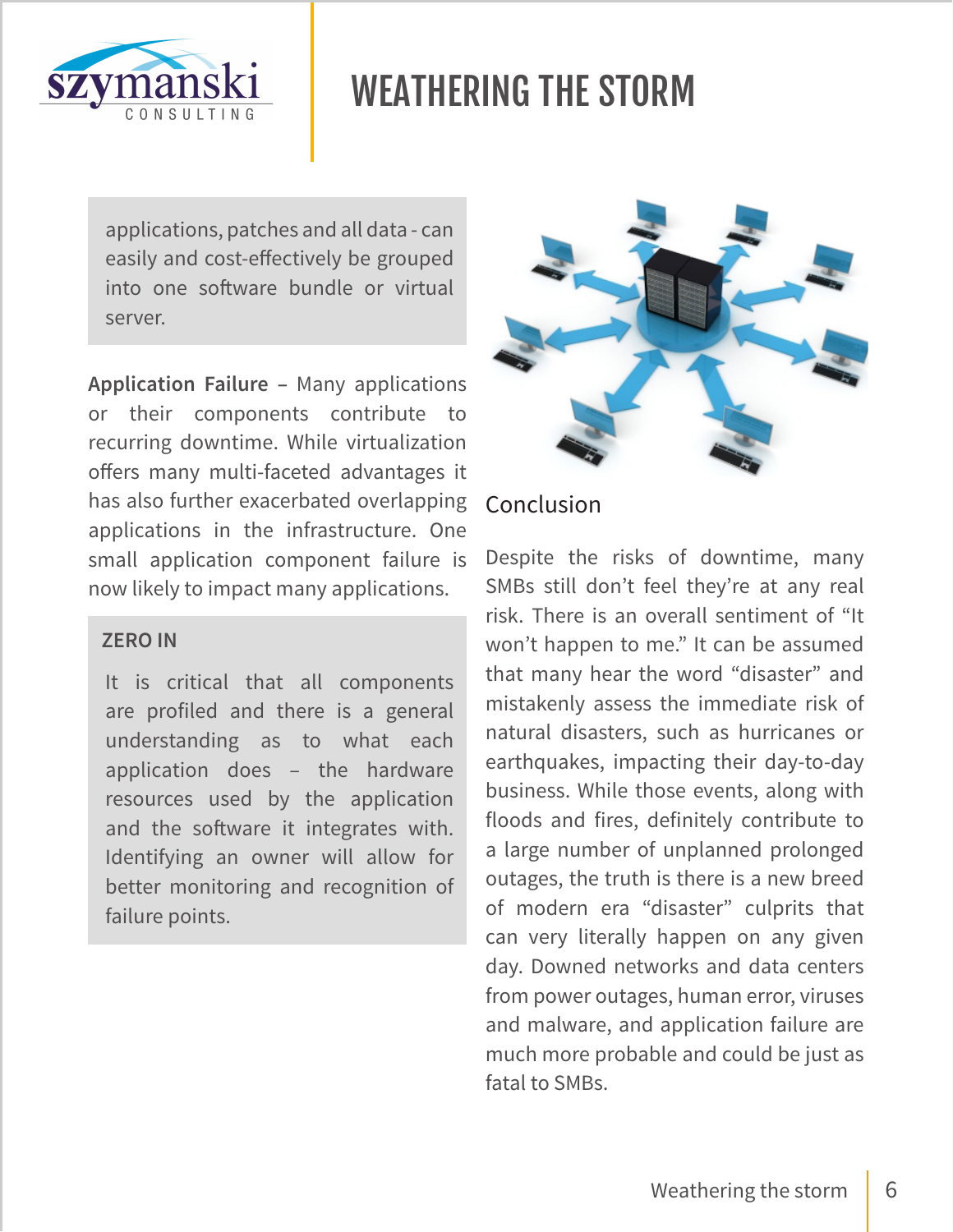applications, patches and all data - can easily and cost-effectively be grouped into one software bundle or virtual server.

**Application Failure** – Many applications or their components contribute to recurring downtime. While virtualization offers many multi-faceted advantages it has also further exacerbated overlapping applications in the infrastructure. One small application component failure is now likely to impact many applications.

**ZERO IN**

It is critical that all components are profiled and there is a general understanding as to what each application does – the hardware resources used by the application and the software it integrates with. Identifying an owner will allow for better monitoring and recognition of failure points.

## Conclusion

Despite the risks of downtime, many SMBs still don't feel they're at any real risk. There is an overall sentiment of "It won't happen to me." It can be assumed that many hear the word "disaster" and mistakenly assess the immediate risk of natural disasters, such as hurricanes or earthquakes, impacting their day-to-day business. While those events, along with floods and fires, definitely contribute to a large number of unplanned prolonged outages, the truth is there is a new breed of modern era "disaster" culprits that can very literally happen on any given day. Downed networks and data centers from power outages, human error, viruses and malware, and application failure are much more probable and could be just as fatal to SMBs.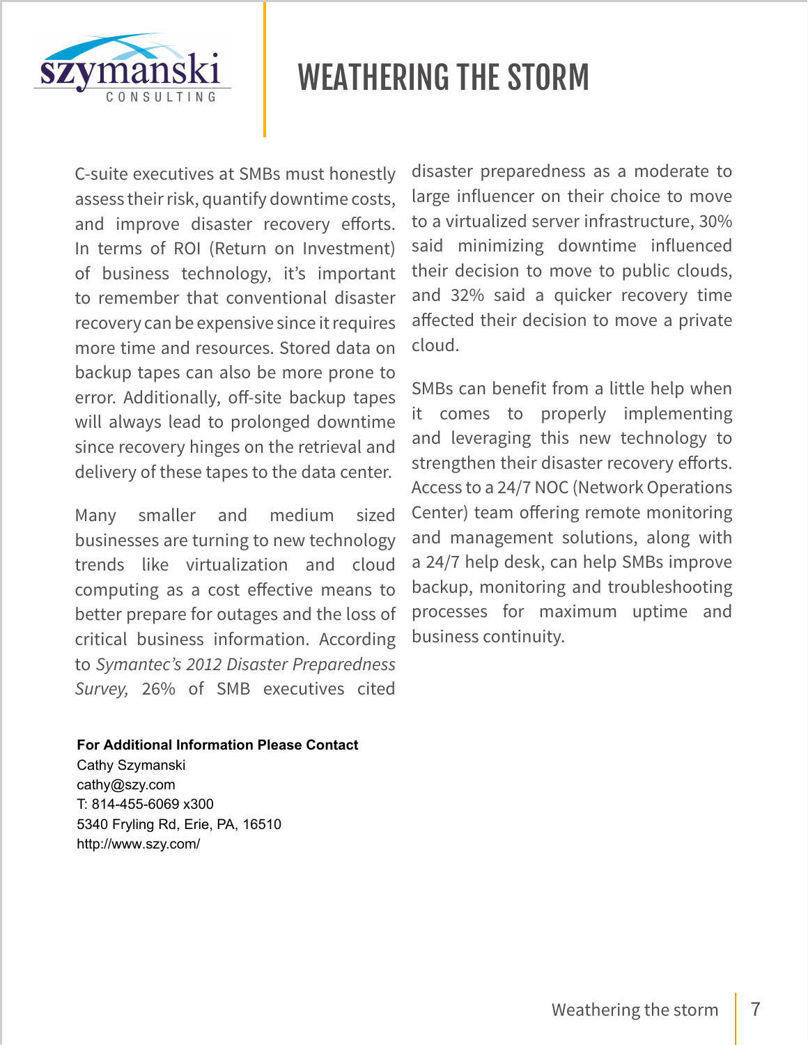# WEATHERING THE STORM

C-suite executives at SMBs must honestly assess their risk, quantify downtime costs, and improve disaster recovery efforts. In terms of ROI (Return on Investment) of business technology, it's important to remember that conventional disaster recovery can be expensive since it requires more time and resources. Stored data on backup tapes can also be more prone to error. Additionally, off-site backup tapes will always lead to prolonged downtime since recovery hinges on the retrieval and delivery of these tapes to the data center.

Many smaller and medium sized businesses are turning to new technology trends like virtualization and cloud computing as a cost effective means to better prepare for outages and the loss of critical business information. According to *Symantec's 2012 Disaster Preparedness Survey,* 26% of SMB executives cited disaster preparedness as a moderate to large influencer on their choice to move to a virtualized server infrastructure, 30% said minimizing downtime influenced their decision to move to public clouds, and 32% said a quicker recovery time affected their decision to move a private cloud.

SMBs can benefit from a little help when it comes to properly implementing and leveraging this new technology to strengthen their disaster recovery efforts. Access to a 24/7 NOC (Network Operations Center) team offering remote monitoring and management solutions, along with a 24/7 help desk, can help SMBs improve backup, monitoring and troubleshooting processes for maximum uptime and business continuity.

**For Additional Information Please Contact**
Cathy Szymanski
cathy@szy.com
T: 814-455-6069 x300
5340 Fryling Rd, Erie, PA, 16510
http://www.szy.com/